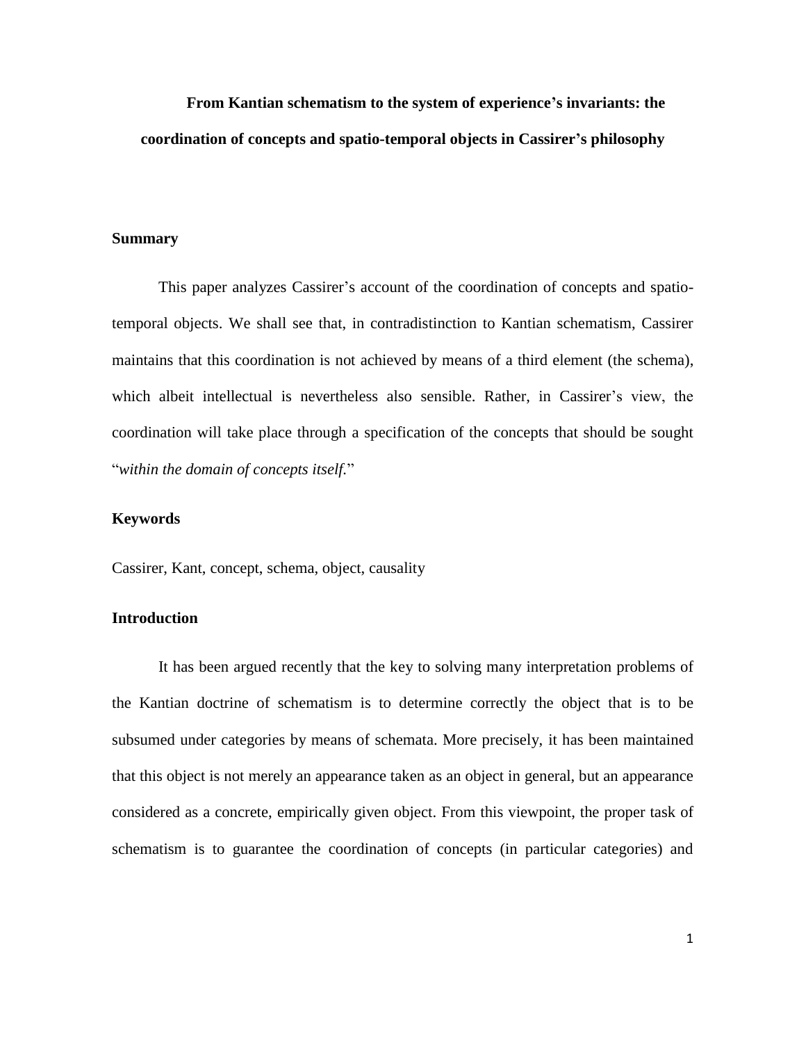# From Kantian schematism to the system of experience's invariants: the coordination of concepts and spatio-temporal objects in Cassirer's philosophy

## Summary

This paper analyzes Cassirer's account of the coordination of concepts and spatio-temporal objects. We shall see that, in contradistinction to Kantian schematism, Cassirer maintains that this coordination is not achieved by means of a third element (the schema), which albeit intellectual is nevertheless also sensible. Rather, in Cassirer's view, the coordination will take place through a specification of the concepts that should be sought "*within the domain of concepts itself.*"

## Keywords

Cassirer, Kant, concept, schema, object, causality

## Introduction

It has been argued recently that the key to solving many interpretation problems of the Kantian doctrine of schematism is to determine correctly the object that is to be subsumed under categories by means of schemata. More precisely, it has been maintained that this object is not merely an appearance taken as an object in general, but an appearance considered as a concrete, empirically given object. From this viewpoint, the proper task of schematism is to guarantee the coordination of concepts (in particular categories) and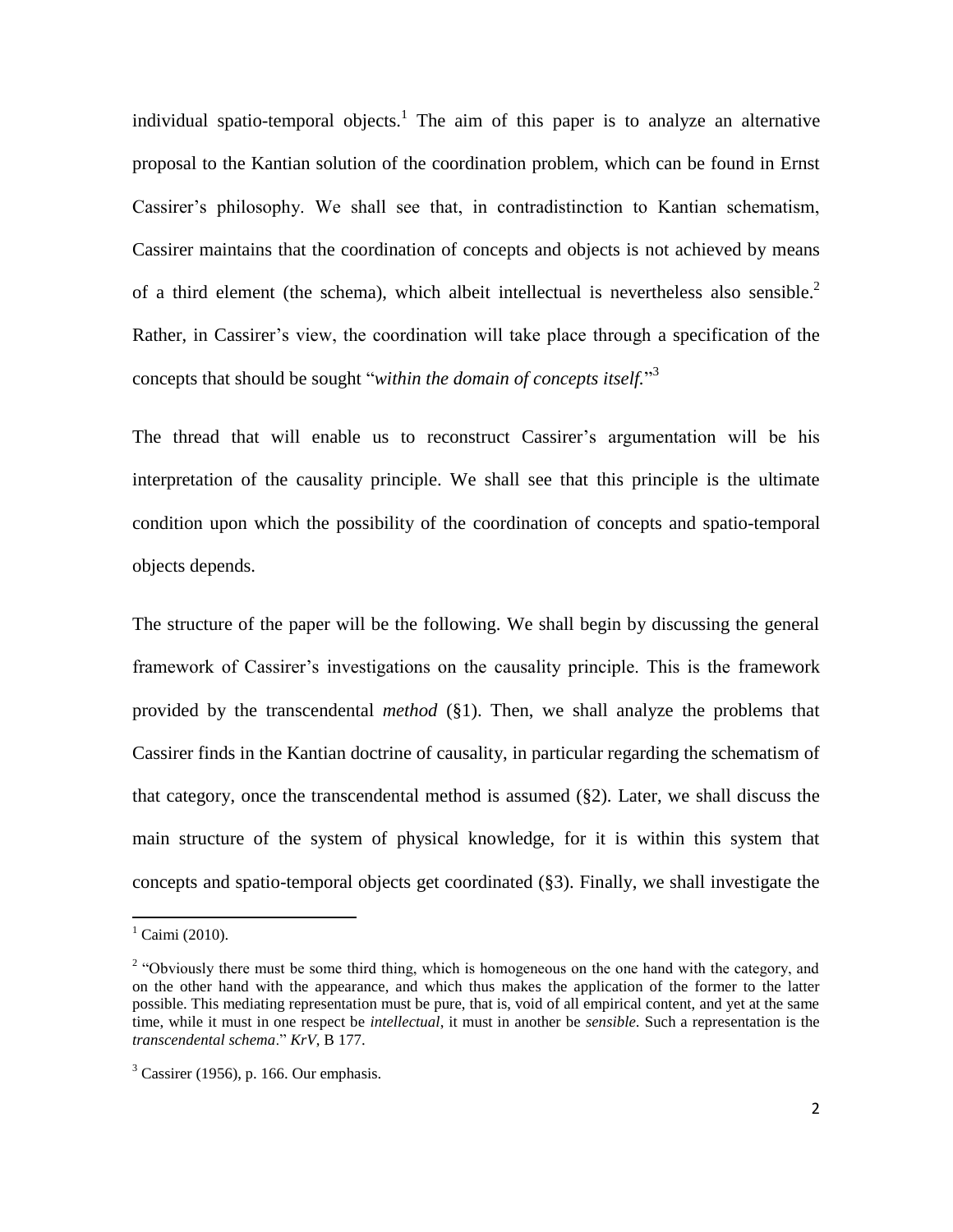individual spatio-temporal objects.[1] The aim of this paper is to analyze an alternative proposal to the Kantian solution of the coordination problem, which can be found in Ernst Cassirer's philosophy. We shall see that, in contradistinction to Kantian schematism, Cassirer maintains that the coordination of concepts and objects is not achieved by means of a third element (the schema), which albeit intellectual is nevertheless also sensible.[2] Rather, in Cassirer's view, the coordination will take place through a specification of the concepts that should be sought "*within the domain of concepts itself.*"[3]

The thread that will enable us to reconstruct Cassirer's argumentation will be his interpretation of the causality principle. We shall see that this principle is the ultimate condition upon which the possibility of the coordination of concepts and spatio-temporal objects depends.

The structure of the paper will be the following. We shall begin by discussing the general framework of Cassirer's investigations on the causality principle. This is the framework provided by the transcendental *method* (§1). Then, we shall analyze the problems that Cassirer finds in the Kantian doctrine of causality, in particular regarding the schematism of that category, once the transcendental method is assumed (§2). Later, we shall discuss the main structure of the system of physical knowledge, for it is within this system that concepts and spatio-temporal objects get coordinated (§3). Finally, we shall investigate the

---

[1] Caimi (2010).

[2] "Obviously there must be some third thing, which is homogeneous on the one hand with the category, and on the other hand with the appearance, and which thus makes the application of the former to the latter possible. This mediating representation must be pure, that is, void of all empirical content, and yet at the same time, while it must in one respect be *intellectual*, it must in another be *sensible*. Such a representation is the *transcendental schema*." *KrV*, B 177.

[3] Cassirer (1956), p. 166. Our emphasis.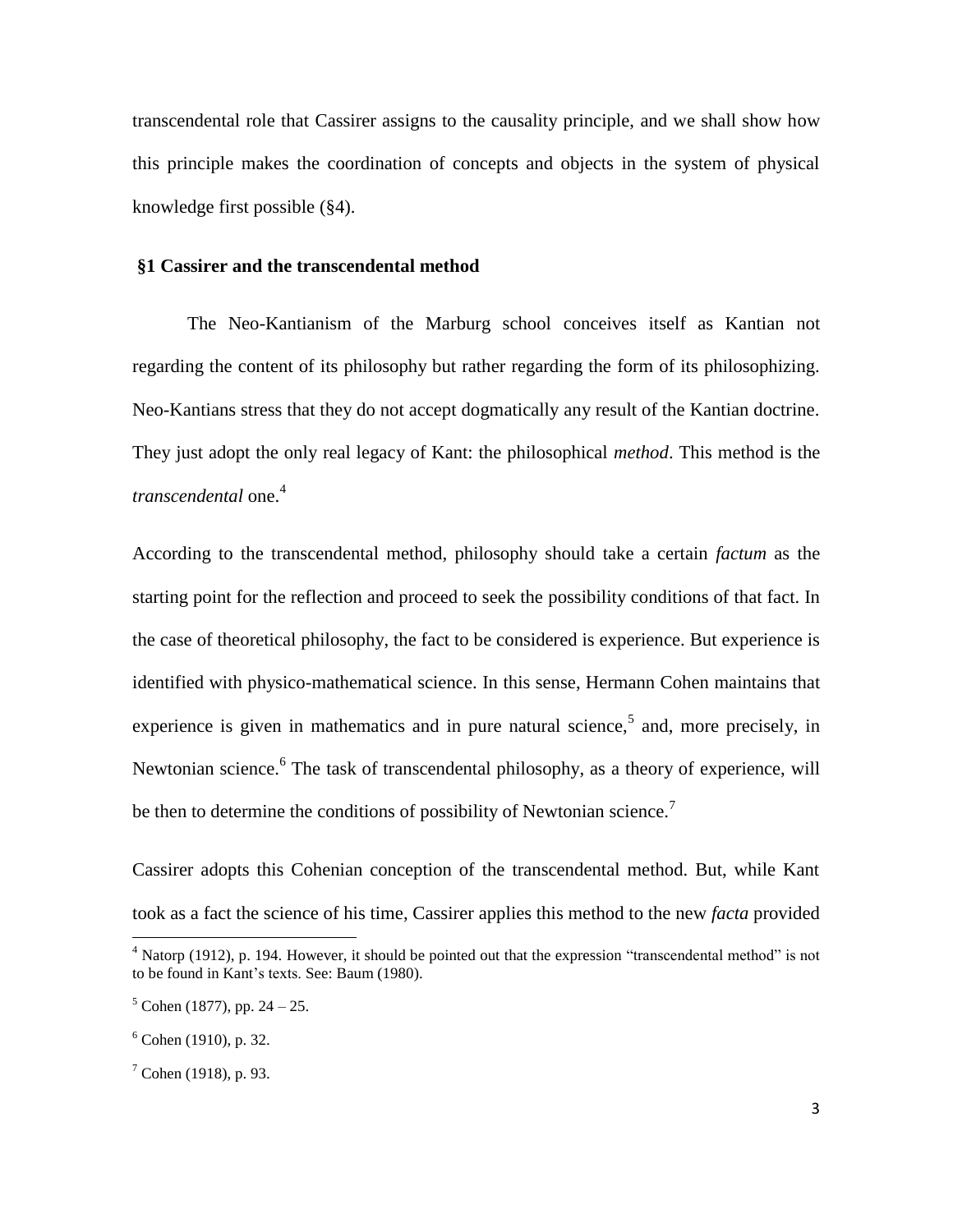transcendental role that Cassirer assigns to the causality principle, and we shall show how this principle makes the coordination of concepts and objects in the system of physical knowledge first possible (§4).

## §1 Cassirer and the transcendental method

The Neo-Kantianism of the Marburg school conceives itself as Kantian not regarding the content of its philosophy but rather regarding the form of its philosophizing. Neo-Kantians stress that they do not accept dogmatically any result of the Kantian doctrine. They just adopt the only real legacy of Kant: the philosophical *method*. This method is the *transcendental* one.[4]

According to the transcendental method, philosophy should take a certain *factum* as the starting point for the reflection and proceed to seek the possibility conditions of that fact. In the case of theoretical philosophy, the fact to be considered is experience. But experience is identified with physico-mathematical science. In this sense, Hermann Cohen maintains that experience is given in mathematics and in pure natural science,[5] and, more precisely, in Newtonian science.[6] The task of transcendental philosophy, as a theory of experience, will be then to determine the conditions of possibility of Newtonian science.[7]

Cassirer adopts this Cohenian conception of the transcendental method. But, while Kant took as a fact the science of his time, Cassirer applies this method to the new *facta* provided

---

[4] Natorp (1912), p. 194. However, it should be pointed out that the expression "transcendental method" is not to be found in Kant's texts. See: Baum (1980).

[5] Cohen (1877), pp. 24 – 25.

[6] Cohen (1910), p. 32.

[7] Cohen (1918), p. 93.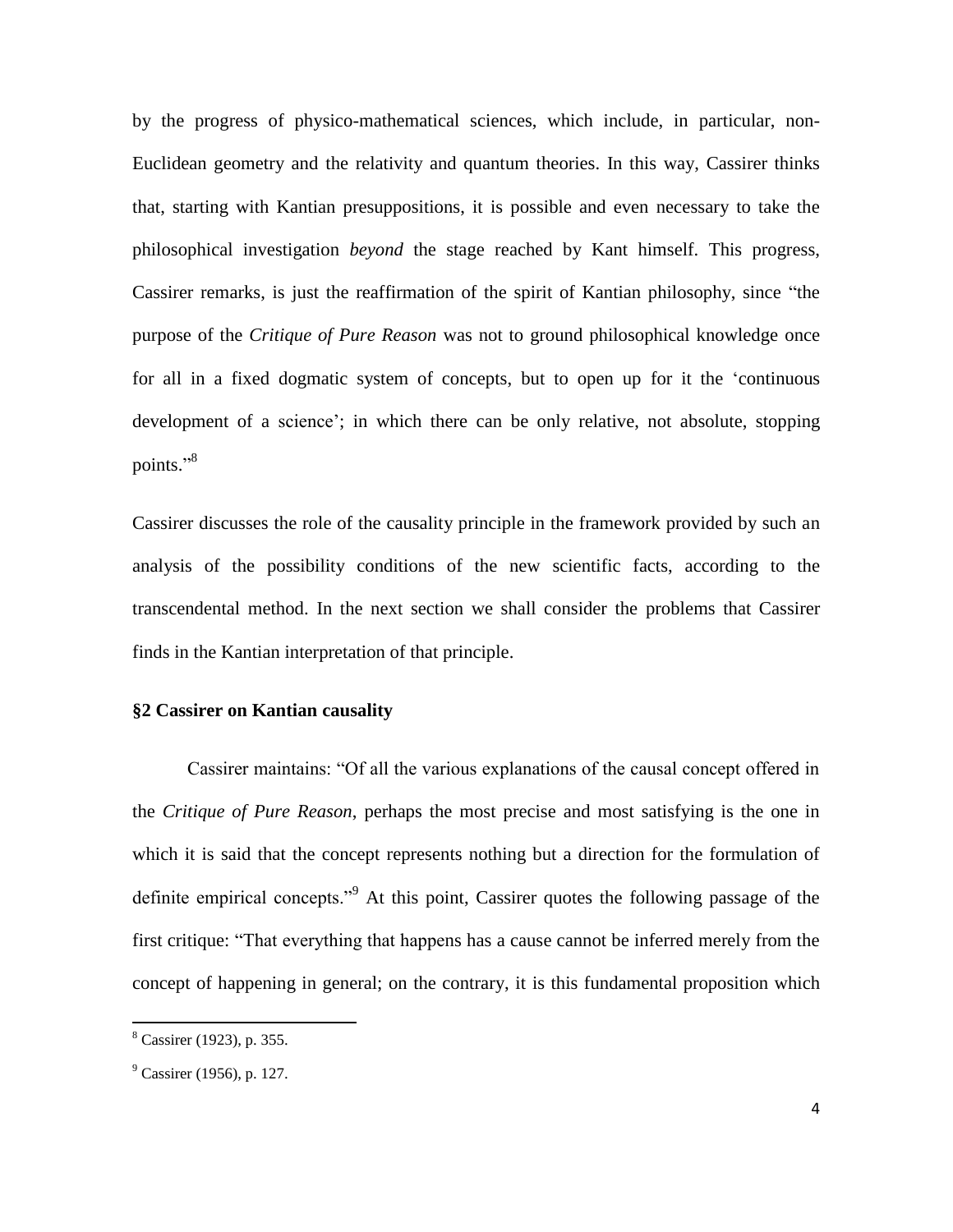by the progress of physico-mathematical sciences, which include, in particular, non-Euclidean geometry and the relativity and quantum theories. In this way, Cassirer thinks that, starting with Kantian presuppositions, it is possible and even necessary to take the philosophical investigation *beyond* the stage reached by Kant himself. This progress, Cassirer remarks, is just the reaffirmation of the spirit of Kantian philosophy, since "the purpose of the *Critique of Pure Reason* was not to ground philosophical knowledge once for all in a fixed dogmatic system of concepts, but to open up for it the 'continuous development of a science'; in which there can be only relative, not absolute, stopping points."[8]

Cassirer discusses the role of the causality principle in the framework provided by such an analysis of the possibility conditions of the new scientific facts, according to the transcendental method. In the next section we shall consider the problems that Cassirer finds in the Kantian interpretation of that principle.

## §2 Cassirer on Kantian causality

Cassirer maintains: "Of all the various explanations of the causal concept offered in the *Critique of Pure Reason*, perhaps the most precise and most satisfying is the one in which it is said that the concept represents nothing but a direction for the formulation of definite empirical concepts."[9] At this point, Cassirer quotes the following passage of the first critique: "That everything that happens has a cause cannot be inferred merely from the concept of happening in general; on the contrary, it is this fundamental proposition which

---

[8] Cassirer (1923), p. 355.

[9] Cassirer (1956), p. 127.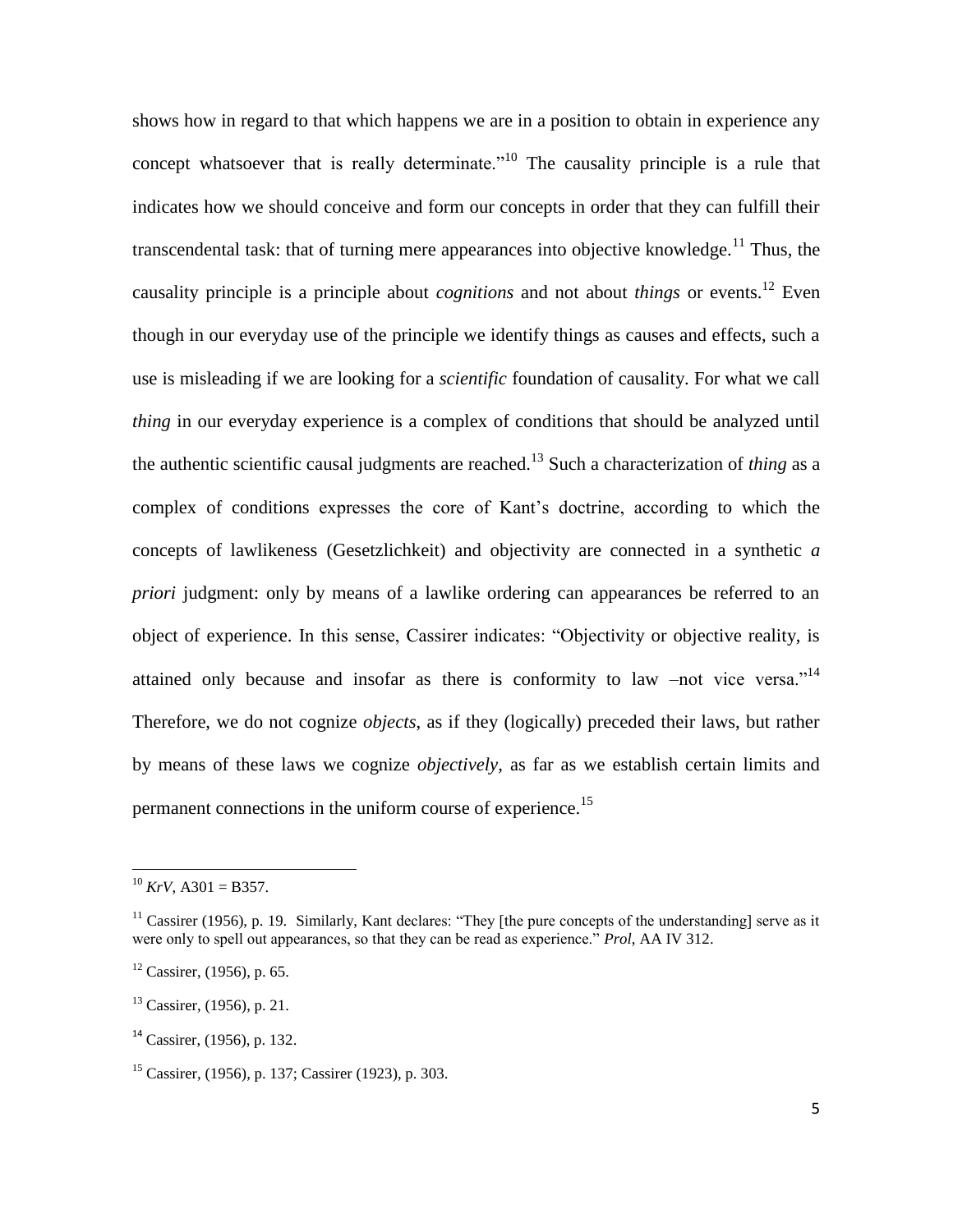shows how in regard to that which happens we are in a position to obtain in experience any concept whatsoever that is really determinate."[10] The causality principle is a rule that indicates how we should conceive and form our concepts in order that they can fulfill their transcendental task: that of turning mere appearances into objective knowledge.[11] Thus, the causality principle is a principle about *cognitions* and not about *things* or events.[12] Even though in our everyday use of the principle we identify things as causes and effects, such a use is misleading if we are looking for a *scientific* foundation of causality. For what we call *thing* in our everyday experience is a complex of conditions that should be analyzed until the authentic scientific causal judgments are reached.[13] Such a characterization of *thing* as a complex of conditions expresses the core of Kant's doctrine, according to which the concepts of lawlikeness (Gesetzlichkeit) and objectivity are connected in a synthetic *a priori* judgment: only by means of a lawlike ordering can appearances be referred to an object of experience. In this sense, Cassirer indicates: "Objectivity or objective reality, is attained only because and insofar as there is conformity to law –not vice versa."[14] Therefore, we do not cognize *objects*, as if they (logically) preceded their laws, but rather by means of these laws we cognize *objectively*, as far as we establish certain limits and permanent connections in the uniform course of experience.[15]

---

[10] *KrV*, A301 = B357.

[11] Cassirer (1956), p. 19. Similarly, Kant declares: "They [the pure concepts of the understanding] serve as it were only to spell out appearances, so that they can be read as experience." *Prol*, AA IV 312.

[12] Cassirer, (1956), p. 65.

[13] Cassirer, (1956), p. 21.

[14] Cassirer, (1956), p. 132.

[15] Cassirer, (1956), p. 137; Cassirer (1923), p. 303.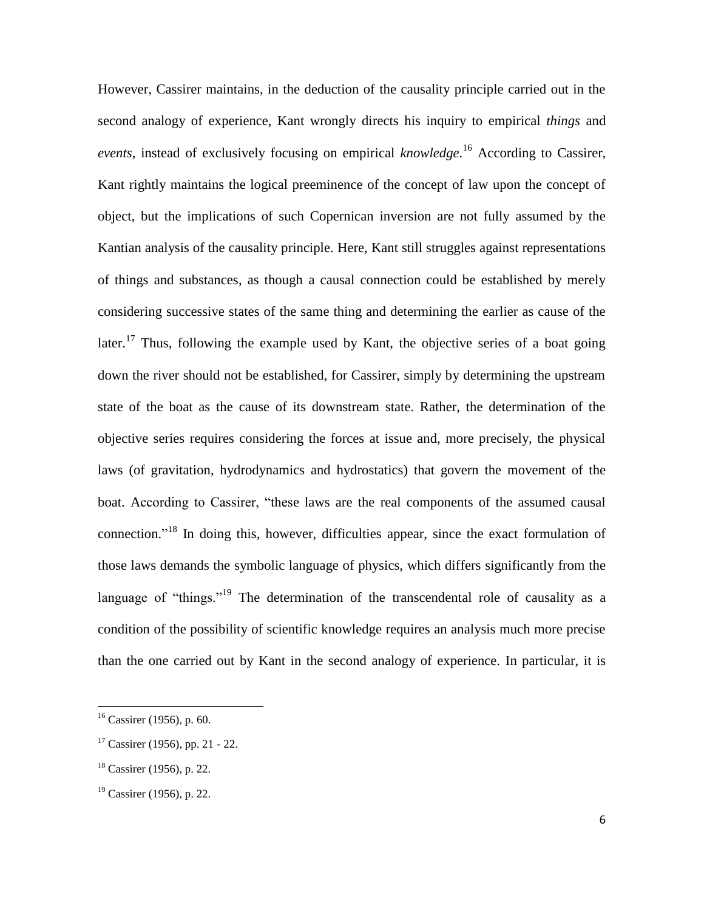However, Cassirer maintains, in the deduction of the causality principle carried out in the second analogy of experience, Kant wrongly directs his inquiry to empirical *things* and *events*, instead of exclusively focusing on empirical *knowledge*.[16] According to Cassirer, Kant rightly maintains the logical preeminence of the concept of law upon the concept of object, but the implications of such Copernican inversion are not fully assumed by the Kantian analysis of the causality principle. Here, Kant still struggles against representations of things and substances, as though a causal connection could be established by merely considering successive states of the same thing and determining the earlier as cause of the later.[17] Thus, following the example used by Kant, the objective series of a boat going down the river should not be established, for Cassirer, simply by determining the upstream state of the boat as the cause of its downstream state. Rather, the determination of the objective series requires considering the forces at issue and, more precisely, the physical laws (of gravitation, hydrodynamics and hydrostatics) that govern the movement of the boat. According to Cassirer, "these laws are the real components of the assumed causal connection."[18] In doing this, however, difficulties appear, since the exact formulation of those laws demands the symbolic language of physics, which differs significantly from the language of "things."[19] The determination of the transcendental role of causality as a condition of the possibility of scientific knowledge requires an analysis much more precise than the one carried out by Kant in the second analogy of experience. In particular, it is

[16] Cassirer (1956), p. 60.

[17] Cassirer (1956), pp. 21 - 22.

[18] Cassirer (1956), p. 22.

[19] Cassirer (1956), p. 22.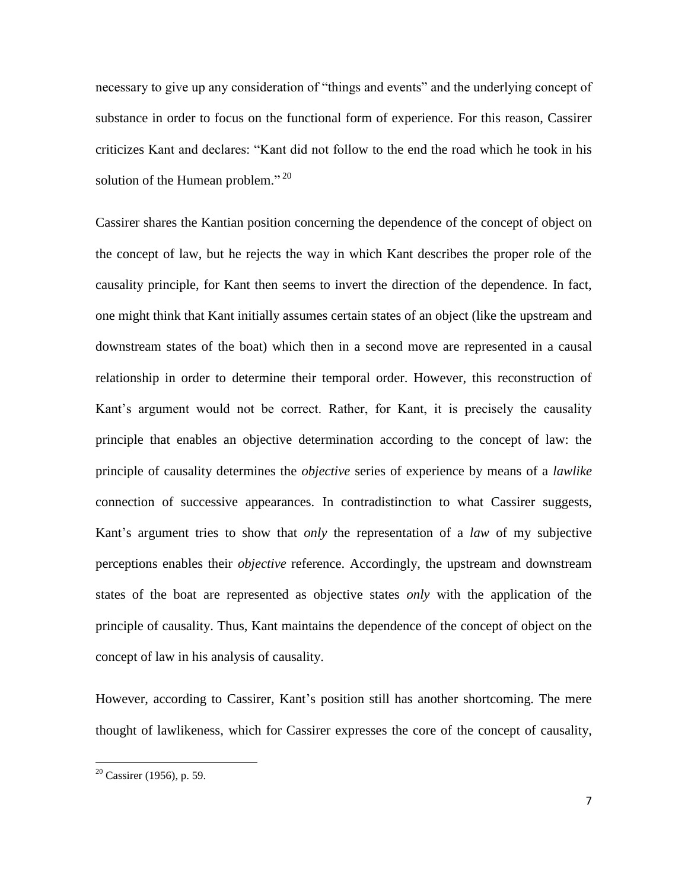necessary to give up any consideration of "things and events" and the underlying concept of substance in order to focus on the functional form of experience. For this reason, Cassirer criticizes Kant and declares: "Kant did not follow to the end the road which he took in his solution of the Humean problem." [20]

Cassirer shares the Kantian position concerning the dependence of the concept of object on the concept of law, but he rejects the way in which Kant describes the proper role of the causality principle, for Kant then seems to invert the direction of the dependence. In fact, one might think that Kant initially assumes certain states of an object (like the upstream and downstream states of the boat) which then in a second move are represented in a causal relationship in order to determine their temporal order. However, this reconstruction of Kant's argument would not be correct. Rather, for Kant, it is precisely the causality principle that enables an objective determination according to the concept of law: the principle of causality determines the *objective* series of experience by means of a *lawlike* connection of successive appearances. In contradistinction to what Cassirer suggests, Kant's argument tries to show that *only* the representation of a *law* of my subjective perceptions enables their *objective* reference. Accordingly, the upstream and downstream states of the boat are represented as objective states *only* with the application of the principle of causality. Thus, Kant maintains the dependence of the concept of object on the concept of law in his analysis of causality.

However, according to Cassirer, Kant's position still has another shortcoming. The mere thought of lawlikeness, which for Cassirer expresses the core of the concept of causality,

[20] Cassirer (1956), p. 59.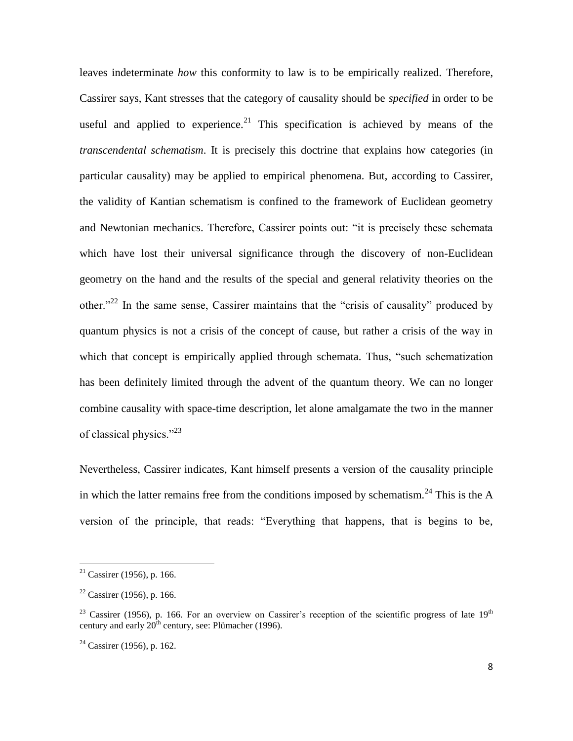leaves indeterminate *how* this conformity to law is to be empirically realized. Therefore, Cassirer says, Kant stresses that the category of causality should be *specified* in order to be useful and applied to experience.[21] This specification is achieved by means of the *transcendental schematism*. It is precisely this doctrine that explains how categories (in particular causality) may be applied to empirical phenomena. But, according to Cassirer, the validity of Kantian schematism is confined to the framework of Euclidean geometry and Newtonian mechanics. Therefore, Cassirer points out: "it is precisely these schemata which have lost their universal significance through the discovery of non-Euclidean geometry on the hand and the results of the special and general relativity theories on the other."[22] In the same sense, Cassirer maintains that the "crisis of causality" produced by quantum physics is not a crisis of the concept of cause, but rather a crisis of the way in which that concept is empirically applied through schemata. Thus, "such schematization has been definitely limited through the advent of the quantum theory. We can no longer combine causality with space-time description, let alone amalgamate the two in the manner of classical physics."[23]

Nevertheless, Cassirer indicates, Kant himself presents a version of the causality principle in which the latter remains free from the conditions imposed by schematism.[24] This is the A version of the principle, that reads: "Everything that happens, that is begins to be,

---

[21] Cassirer (1956), p. 166.

[22] Cassirer (1956), p. 166.

[23] Cassirer (1956), p. 166. For an overview on Cassirer's reception of the scientific progress of late 19th century and early 20th century, see: Plümacher (1996).

[24] Cassirer (1956), p. 162.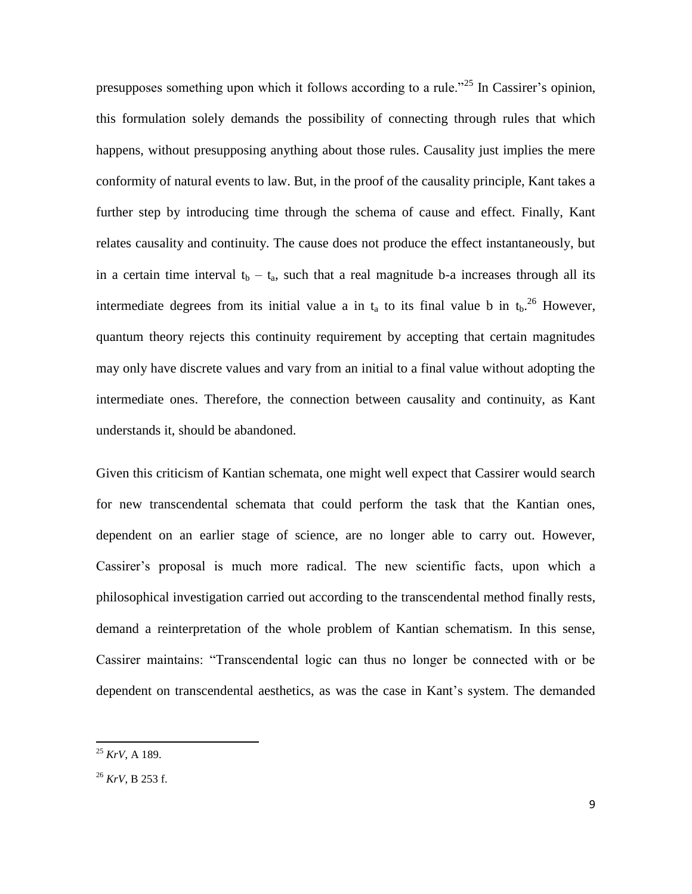presupposes something upon which it follows according to a rule."[25] In Cassirer's opinion, this formulation solely demands the possibility of connecting through rules that which happens, without presupposing anything about those rules. Causality just implies the mere conformity of natural events to law. But, in the proof of the causality principle, Kant takes a further step by introducing time through the schema of cause and effect. Finally, Kant relates causality and continuity. The cause does not produce the effect instantaneously, but in a certain time interval $t_b - t_a$, such that a real magnitude b-a increases through all its intermediate degrees from its initial value a in $t_a$ to its final value b in $t_b$.[26] However, quantum theory rejects this continuity requirement by accepting that certain magnitudes may only have discrete values and vary from an initial to a final value without adopting the intermediate ones. Therefore, the connection between causality and continuity, as Kant understands it, should be abandoned.

Given this criticism of Kantian schemata, one might well expect that Cassirer would search for new transcendental schemata that could perform the task that the Kantian ones, dependent on an earlier stage of science, are no longer able to carry out. However, Cassirer's proposal is much more radical. The new scientific facts, upon which a philosophical investigation carried out according to the transcendental method finally rests, demand a reinterpretation of the whole problem of Kantian schematism. In this sense, Cassirer maintains: "Transcendental logic can thus no longer be connected with or be dependent on transcendental aesthetics, as was the case in Kant's system. The demanded

---

[25] *KrV*, A 189.

[26] *KrV*, B 253 f.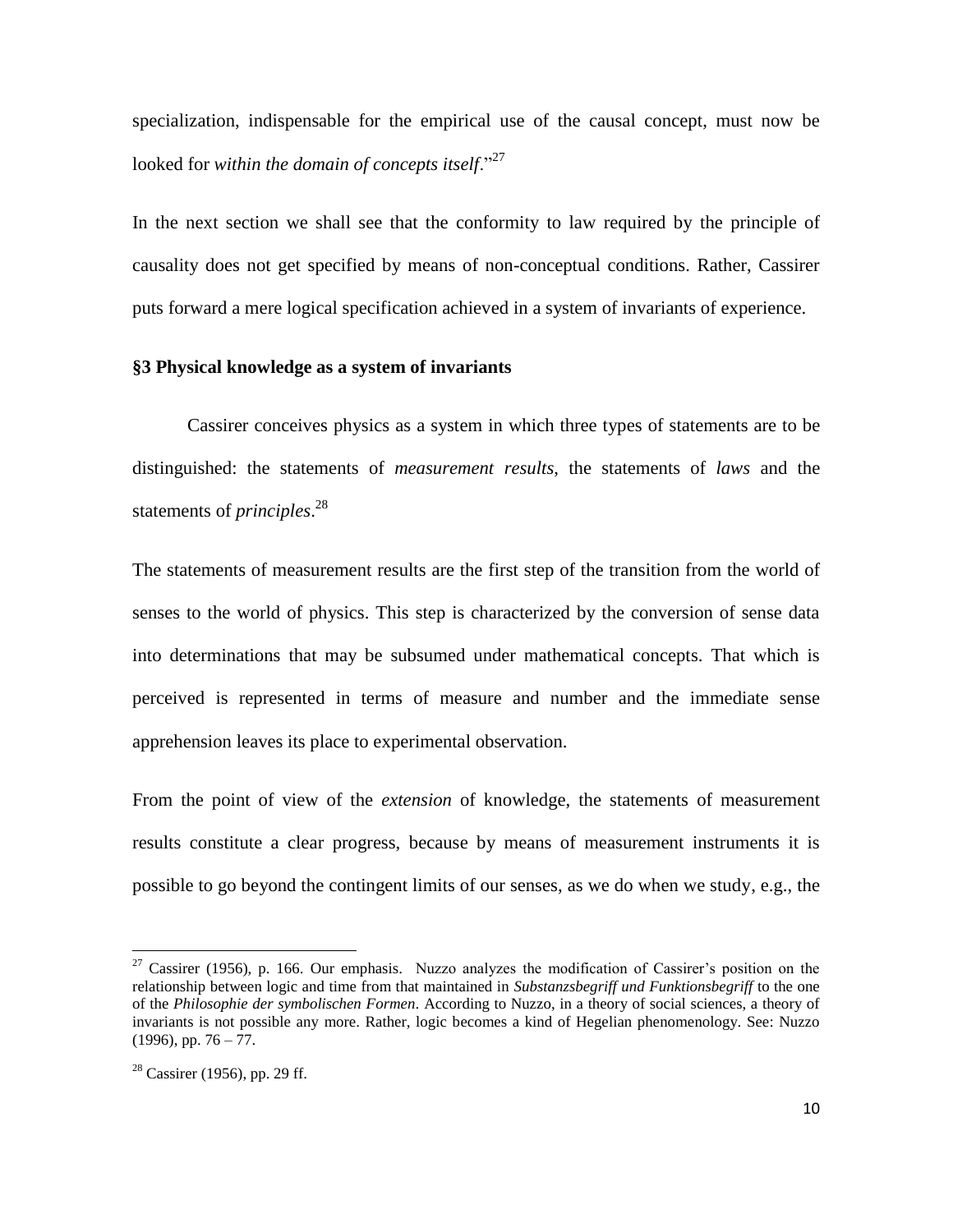specialization, indispensable for the empirical use of the causal concept, must now be looked for *within the domain of concepts itself*."[27]

In the next section we shall see that the conformity to law required by the principle of causality does not get specified by means of non-conceptual conditions. Rather, Cassirer puts forward a mere logical specification achieved in a system of invariants of experience.

### §3 Physical knowledge as a system of invariants

Cassirer conceives physics as a system in which three types of statements are to be distinguished: the statements of *measurement results*, the statements of *laws* and the statements of *principles*.[28]

The statements of measurement results are the first step of the transition from the world of senses to the world of physics. This step is characterized by the conversion of sense data into determinations that may be subsumed under mathematical concepts. That which is perceived is represented in terms of measure and number and the immediate sense apprehension leaves its place to experimental observation.

From the point of view of the *extension* of knowledge, the statements of measurement results constitute a clear progress, because by means of measurement instruments it is possible to go beyond the contingent limits of our senses, as we do when we study, e.g., the

---

[27] Cassirer (1956), p. 166. Our emphasis. Nuzzo analyzes the modification of Cassirer's position on the relationship between logic and time from that maintained in *Substanzsbegriff und Funktionsbegriff* to the one of the *Philosophie der symbolischen Formen*. According to Nuzzo, in a theory of social sciences, a theory of invariants is not possible any more. Rather, logic becomes a kind of Hegelian phenomenology. See: Nuzzo (1996), pp. 76 – 77.

[28] Cassirer (1956), pp. 29 ff.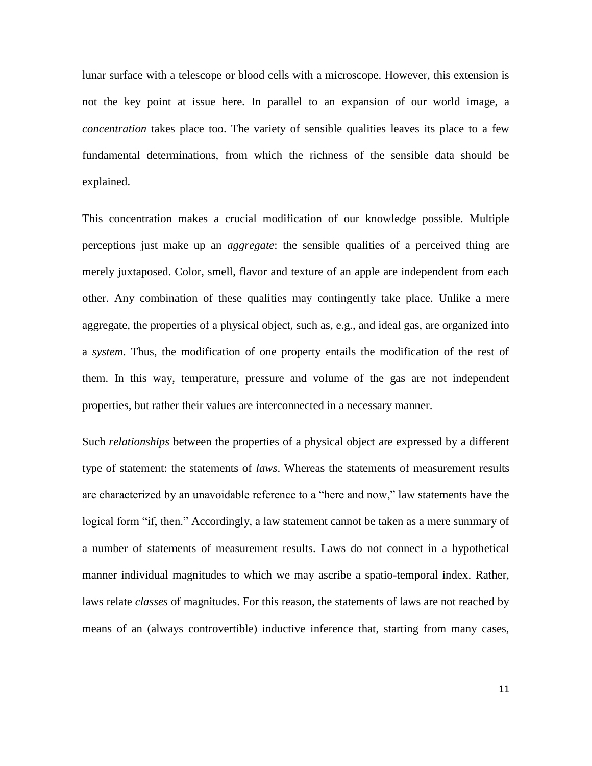lunar surface with a telescope or blood cells with a microscope. However, this extension is not the key point at issue here. In parallel to an expansion of our world image, a *concentration* takes place too. The variety of sensible qualities leaves its place to a few fundamental determinations, from which the richness of the sensible data should be explained.

This concentration makes a crucial modification of our knowledge possible. Multiple perceptions just make up an *aggregate*: the sensible qualities of a perceived thing are merely juxtaposed. Color, smell, flavor and texture of an apple are independent from each other. Any combination of these qualities may contingently take place. Unlike a mere aggregate, the properties of a physical object, such as, e.g., and ideal gas, are organized into a *system*. Thus, the modification of one property entails the modification of the rest of them. In this way, temperature, pressure and volume of the gas are not independent properties, but rather their values are interconnected in a necessary manner.

Such *relationships* between the properties of a physical object are expressed by a different type of statement: the statements of *laws*. Whereas the statements of measurement results are characterized by an unavoidable reference to a "here and now," law statements have the logical form "if, then." Accordingly, a law statement cannot be taken as a mere summary of a number of statements of measurement results. Laws do not connect in a hypothetical manner individual magnitudes to which we may ascribe a spatio-temporal index. Rather, laws relate *classes* of magnitudes. For this reason, the statements of laws are not reached by means of an (always controvertible) inductive inference that, starting from many cases,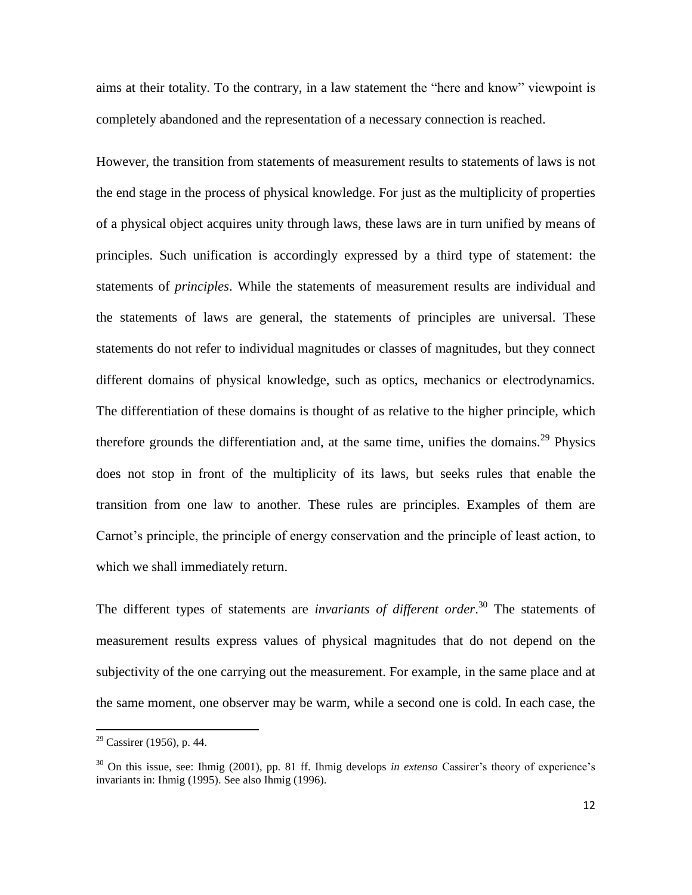aims at their totality. To the contrary, in a law statement the "here and know" viewpoint is completely abandoned and the representation of a necessary connection is reached.

However, the transition from statements of measurement results to statements of laws is not the end stage in the process of physical knowledge. For just as the multiplicity of properties of a physical object acquires unity through laws, these laws are in turn unified by means of principles. Such unification is accordingly expressed by a third type of statement: the statements of *principles*. While the statements of measurement results are individual and the statements of laws are general, the statements of principles are universal. These statements do not refer to individual magnitudes or classes of magnitudes, but they connect different domains of physical knowledge, such as optics, mechanics or electrodynamics. The differentiation of these domains is thought of as relative to the higher principle, which therefore grounds the differentiation and, at the same time, unifies the domains.[29] Physics does not stop in front of the multiplicity of its laws, but seeks rules that enable the transition from one law to another. These rules are principles. Examples of them are Carnot's principle, the principle of energy conservation and the principle of least action, to which we shall immediately return.

The different types of statements are *invariants of different order*.[30] The statements of measurement results express values of physical magnitudes that do not depend on the subjectivity of the one carrying out the measurement. For example, in the same place and at the same moment, one observer may be warm, while a second one is cold. In each case, the

---

[29] Cassirer (1956), p. 44.

[30] On this issue, see: Ihmig (2001), pp. 81 ff. Ihmig develops *in extenso* Cassirer's theory of experience's invariants in: Ihmig (1995). See also Ihmig (1996).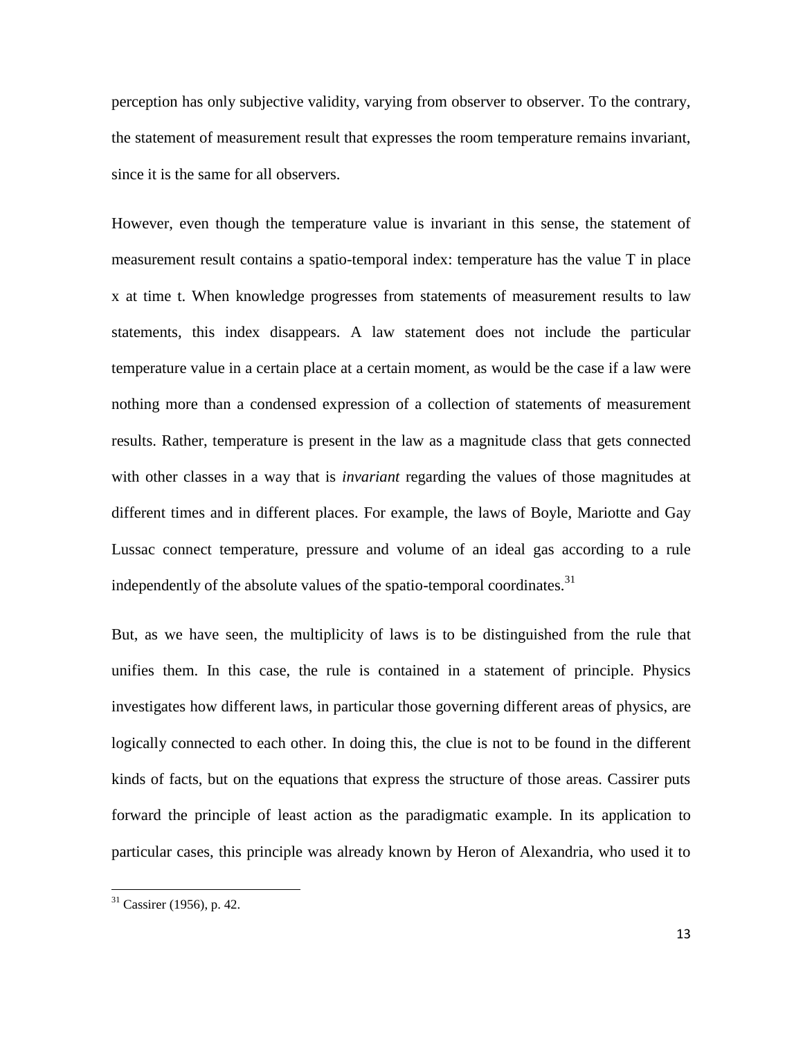perception has only subjective validity, varying from observer to observer. To the contrary, the statement of measurement result that expresses the room temperature remains invariant, since it is the same for all observers.

However, even though the temperature value is invariant in this sense, the statement of measurement result contains a spatio-temporal index: temperature has the value T in place x at time t. When knowledge progresses from statements of measurement results to law statements, this index disappears. A law statement does not include the particular temperature value in a certain place at a certain moment, as would be the case if a law were nothing more than a condensed expression of a collection of statements of measurement results. Rather, temperature is present in the law as a magnitude class that gets connected with other classes in a way that is *invariant* regarding the values of those magnitudes at different times and in different places. For example, the laws of Boyle, Mariotte and Gay Lussac connect temperature, pressure and volume of an ideal gas according to a rule independently of the absolute values of the spatio-temporal coordinates.[31]

But, as we have seen, the multiplicity of laws is to be distinguished from the rule that unifies them. In this case, the rule is contained in a statement of principle. Physics investigates how different laws, in particular those governing different areas of physics, are logically connected to each other. In doing this, the clue is not to be found in the different kinds of facts, but on the equations that express the structure of those areas. Cassirer puts forward the principle of least action as the paradigmatic example. In its application to particular cases, this principle was already known by Heron of Alexandria, who used it to

[31] Cassirer (1956), p. 42.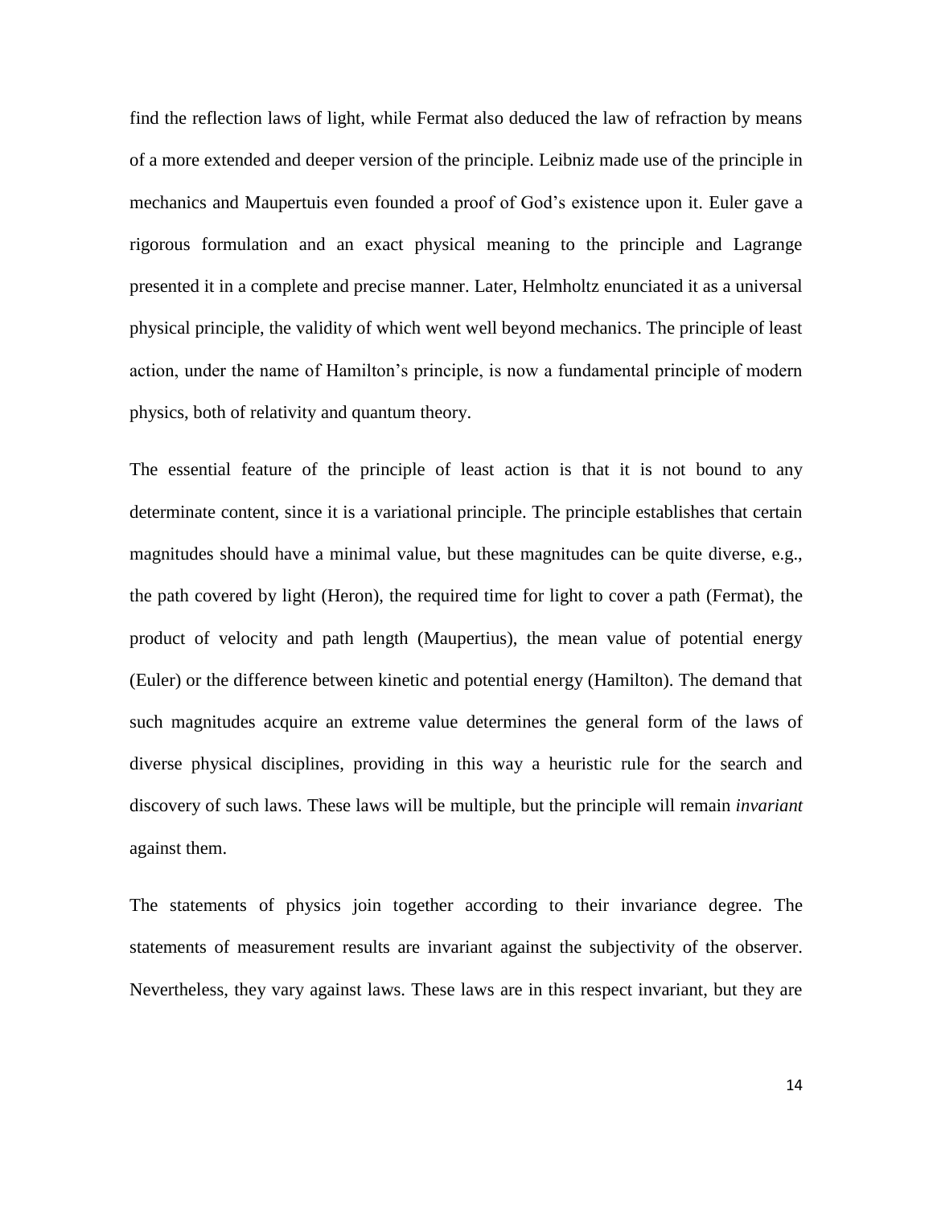find the reflection laws of light, while Fermat also deduced the law of refraction by means of a more extended and deeper version of the principle. Leibniz made use of the principle in mechanics and Maupertuis even founded a proof of God's existence upon it. Euler gave a rigorous formulation and an exact physical meaning to the principle and Lagrange presented it in a complete and precise manner. Later, Helmholtz enunciated it as a universal physical principle, the validity of which went well beyond mechanics. The principle of least action, under the name of Hamilton's principle, is now a fundamental principle of modern physics, both of relativity and quantum theory.

The essential feature of the principle of least action is that it is not bound to any determinate content, since it is a variational principle. The principle establishes that certain magnitudes should have a minimal value, but these magnitudes can be quite diverse, e.g., the path covered by light (Heron), the required time for light to cover a path (Fermat), the product of velocity and path length (Maupertius), the mean value of potential energy (Euler) or the difference between kinetic and potential energy (Hamilton). The demand that such magnitudes acquire an extreme value determines the general form of the laws of diverse physical disciplines, providing in this way a heuristic rule for the search and discovery of such laws. These laws will be multiple, but the principle will remain *invariant* against them.

The statements of physics join together according to their invariance degree. The statements of measurement results are invariant against the subjectivity of the observer. Nevertheless, they vary against laws. These laws are in this respect invariant, but they are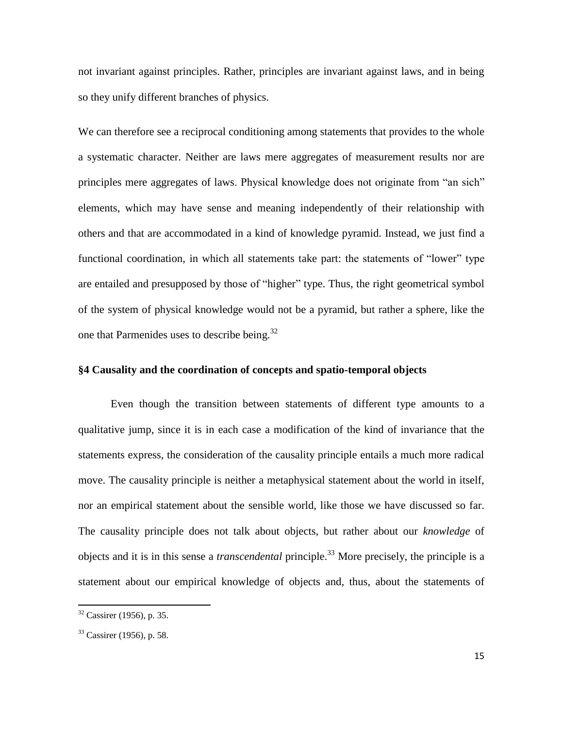not invariant against principles. Rather, principles are invariant against laws, and in being so they unify different branches of physics.

We can therefore see a reciprocal conditioning among statements that provides to the whole a systematic character. Neither are laws mere aggregates of measurement results nor are principles mere aggregates of laws. Physical knowledge does not originate from "an sich" elements, which may have sense and meaning independently of their relationship with others and that are accommodated in a kind of knowledge pyramid. Instead, we just find a functional coordination, in which all statements take part: the statements of "lower" type are entailed and presupposed by those of "higher" type. Thus, the right geometrical symbol of the system of physical knowledge would not be a pyramid, but rather a sphere, like the one that Parmenides uses to describe being.[32]

### §4 Causality and the coordination of concepts and spatio-temporal objects

Even though the transition between statements of different type amounts to a qualitative jump, since it is in each case a modification of the kind of invariance that the statements express, the consideration of the causality principle entails a much more radical move. The causality principle is neither a metaphysical statement about the world in itself, nor an empirical statement about the sensible world, like those we have discussed so far. The causality principle does not talk about objects, but rather about our *knowledge* of objects and it is in this sense a *transcendental* principle.[33] More precisely, the principle is a statement about our empirical knowledge of objects and, thus, about the statements of

[32] Cassirer (1956), p. 35.

[33] Cassirer (1956), p. 58.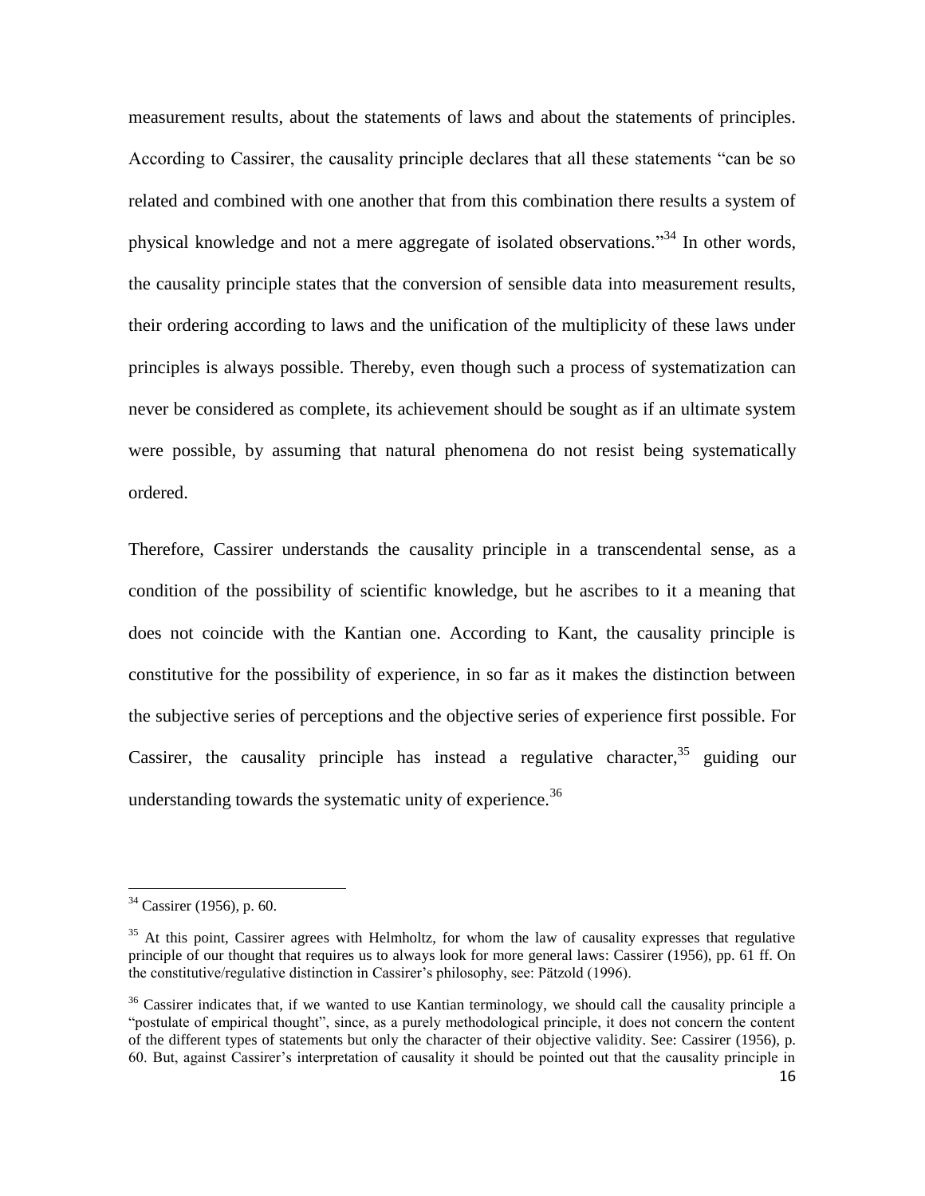measurement results, about the statements of laws and about the statements of principles. According to Cassirer, the causality principle declares that all these statements "can be so related and combined with one another that from this combination there results a system of physical knowledge and not a mere aggregate of isolated observations."[34] In other words, the causality principle states that the conversion of sensible data into measurement results, their ordering according to laws and the unification of the multiplicity of these laws under principles is always possible. Thereby, even though such a process of systematization can never be considered as complete, its achievement should be sought as if an ultimate system were possible, by assuming that natural phenomena do not resist being systematically ordered.

Therefore, Cassirer understands the causality principle in a transcendental sense, as a condition of the possibility of scientific knowledge, but he ascribes to it a meaning that does not coincide with the Kantian one. According to Kant, the causality principle is constitutive for the possibility of experience, in so far as it makes the distinction between the subjective series of perceptions and the objective series of experience first possible. For Cassirer, the causality principle has instead a regulative character,[35] guiding our understanding towards the systematic unity of experience.[36]

---

[34] Cassirer (1956), p. 60.

[35] At this point, Cassirer agrees with Helmholtz, for whom the law of causality expresses that regulative principle of our thought that requires us to always look for more general laws: Cassirer (1956), pp. 61 ff. On the constitutive/regulative distinction in Cassirer's philosophy, see: Pätzold (1996).

[36] Cassirer indicates that, if we wanted to use Kantian terminology, we should call the causality principle a "postulate of empirical thought", since, as a purely methodological principle, it does not concern the content of the different types of statements but only the character of their objective validity. See: Cassirer (1956), p. 60. But, against Cassirer's interpretation of causality it should be pointed out that the causality principle in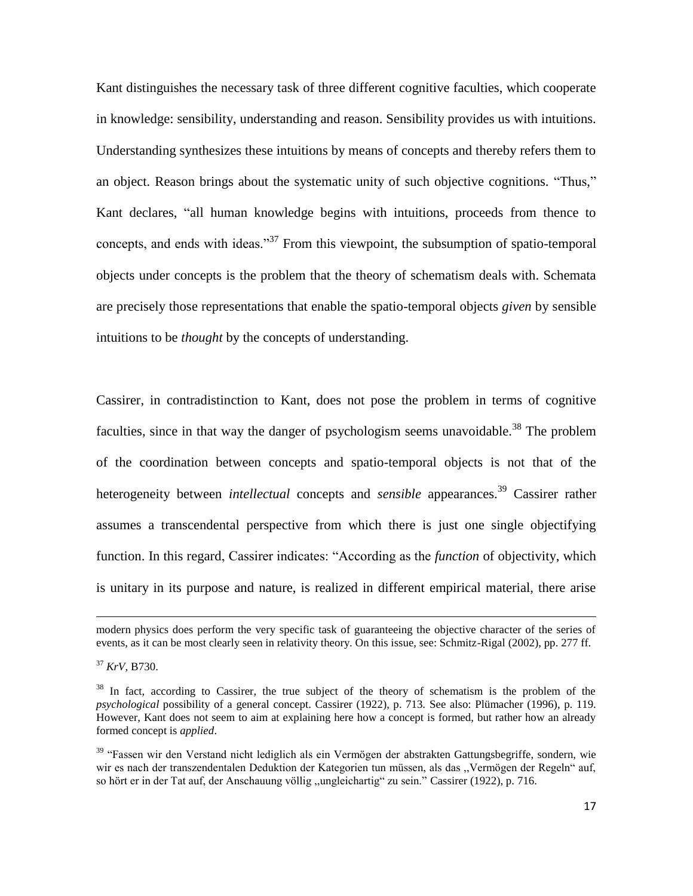Kant distinguishes the necessary task of three different cognitive faculties, which cooperate in knowledge: sensibility, understanding and reason. Sensibility provides us with intuitions. Understanding synthesizes these intuitions by means of concepts and thereby refers them to an object. Reason brings about the systematic unity of such objective cognitions. "Thus," Kant declares, "all human knowledge begins with intuitions, proceeds from thence to concepts, and ends with ideas."[37] From this viewpoint, the subsumption of spatio-temporal objects under concepts is the problem that the theory of schematism deals with. Schemata are precisely those representations that enable the spatio-temporal objects *given* by sensible intuitions to be *thought* by the concepts of understanding.

Cassirer, in contradistinction to Kant, does not pose the problem in terms of cognitive faculties, since in that way the danger of psychologism seems unavoidable.[38] The problem of the coordination between concepts and spatio-temporal objects is not that of the heterogeneity between *intellectual* concepts and *sensible* appearances.[39] Cassirer rather assumes a transcendental perspective from which there is just one single objectifying function. In this regard, Cassirer indicates: "According as the *function* of objectivity, which is unitary in its purpose and nature, is realized in different empirical material, there arise

---

modern physics does perform the very specific task of guaranteeing the objective character of the series of events, as it can be most clearly seen in relativity theory. On this issue, see: Schmitz-Rigal (2002), pp. 277 ff.

[37] *KrV*, B730.

[38] In fact, according to Cassirer, the true subject of the theory of schematism is the problem of the *psychological* possibility of a general concept. Cassirer (1922), p. 713. See also: Plümacher (1996), p. 119. However, Kant does not seem to aim at explaining here how a concept is formed, but rather how an already formed concept is *applied*.

[39] "Fassen wir den Verstand nicht lediglich als ein Vermögen der abstrakten Gattungsbegriffe, sondern, wie wir es nach der transzendentalen Deduktion der Kategorien tun müssen, als das „Vermögen der Regeln" auf, so hört er in der Tat auf, der Anschauung völlig „ungleichartig" zu sein." Cassirer (1922), p. 716.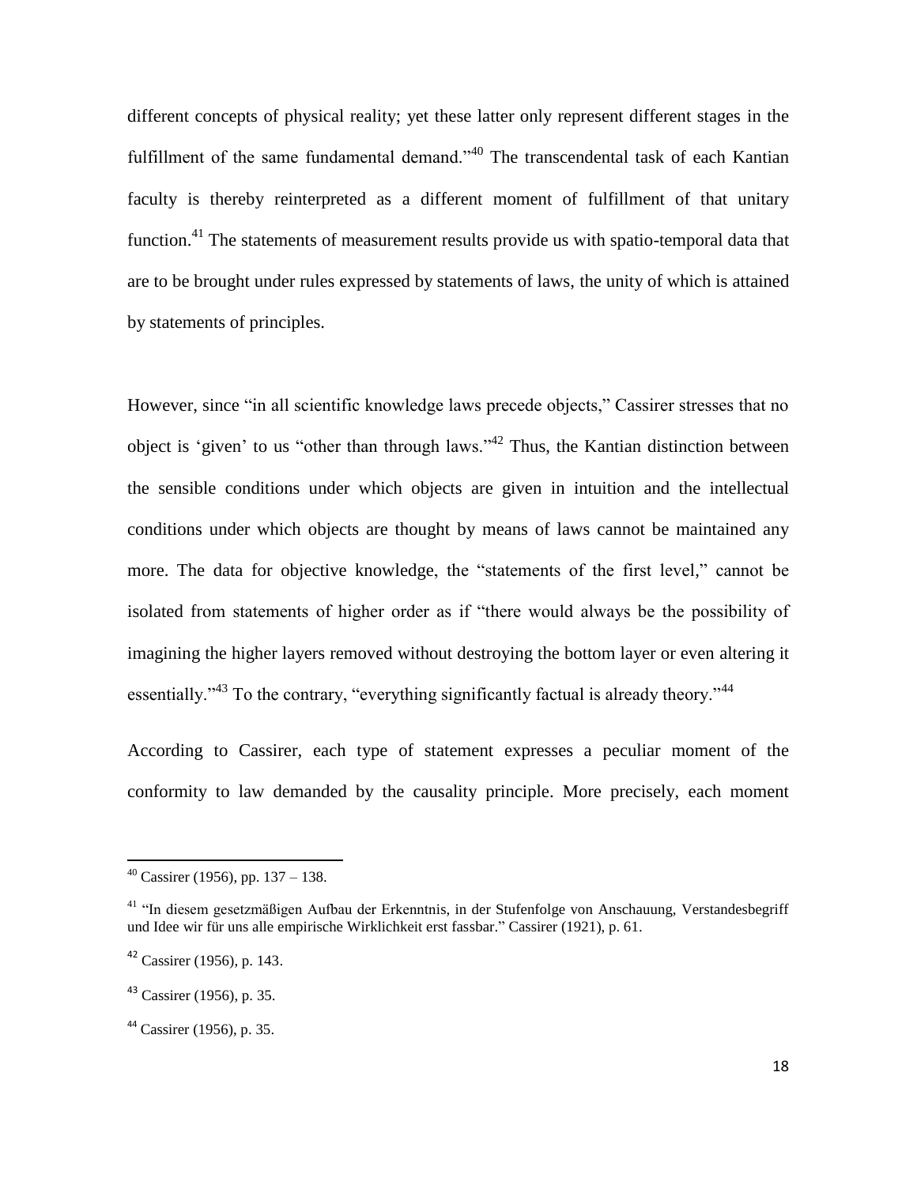different concepts of physical reality; yet these latter only represent different stages in the fulfillment of the same fundamental demand."[40] The transcendental task of each Kantian faculty is thereby reinterpreted as a different moment of fulfillment of that unitary function.[41] The statements of measurement results provide us with spatio-temporal data that are to be brought under rules expressed by statements of laws, the unity of which is attained by statements of principles.

However, since "in all scientific knowledge laws precede objects," Cassirer stresses that no object is 'given' to us "other than through laws."[42] Thus, the Kantian distinction between the sensible conditions under which objects are given in intuition and the intellectual conditions under which objects are thought by means of laws cannot be maintained any more. The data for objective knowledge, the "statements of the first level," cannot be isolated from statements of higher order as if "there would always be the possibility of imagining the higher layers removed without destroying the bottom layer or even altering it essentially."[43] To the contrary, "everything significantly factual is already theory."[44]

According to Cassirer, each type of statement expresses a peculiar moment of the conformity to law demanded by the causality principle. More precisely, each moment

---

[40] Cassirer (1956), pp. 137 – 138.

[41] "In diesem gesetzmäßigen Aufbau der Erkenntnis, in der Stufenfolge von Anschauung, Verstandesbegriff und Idee wir für uns alle empirische Wirklichkeit erst fassbar." Cassirer (1921), p. 61.

[42] Cassirer (1956), p. 143.

[43] Cassirer (1956), p. 35.

[44] Cassirer (1956), p. 35.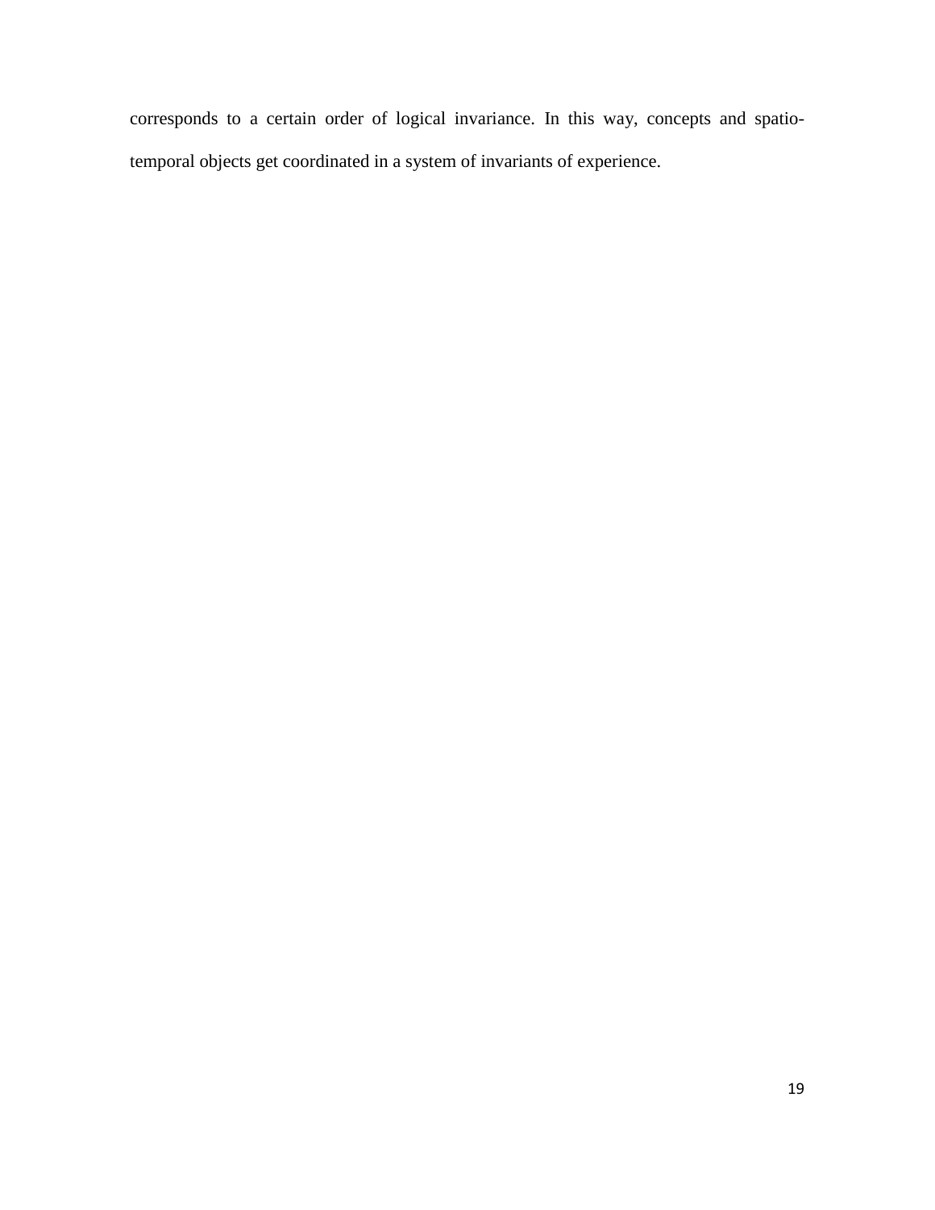corresponds to a certain order of logical invariance. In this way, concepts and spatio-temporal objects get coordinated in a system of invariants of experience.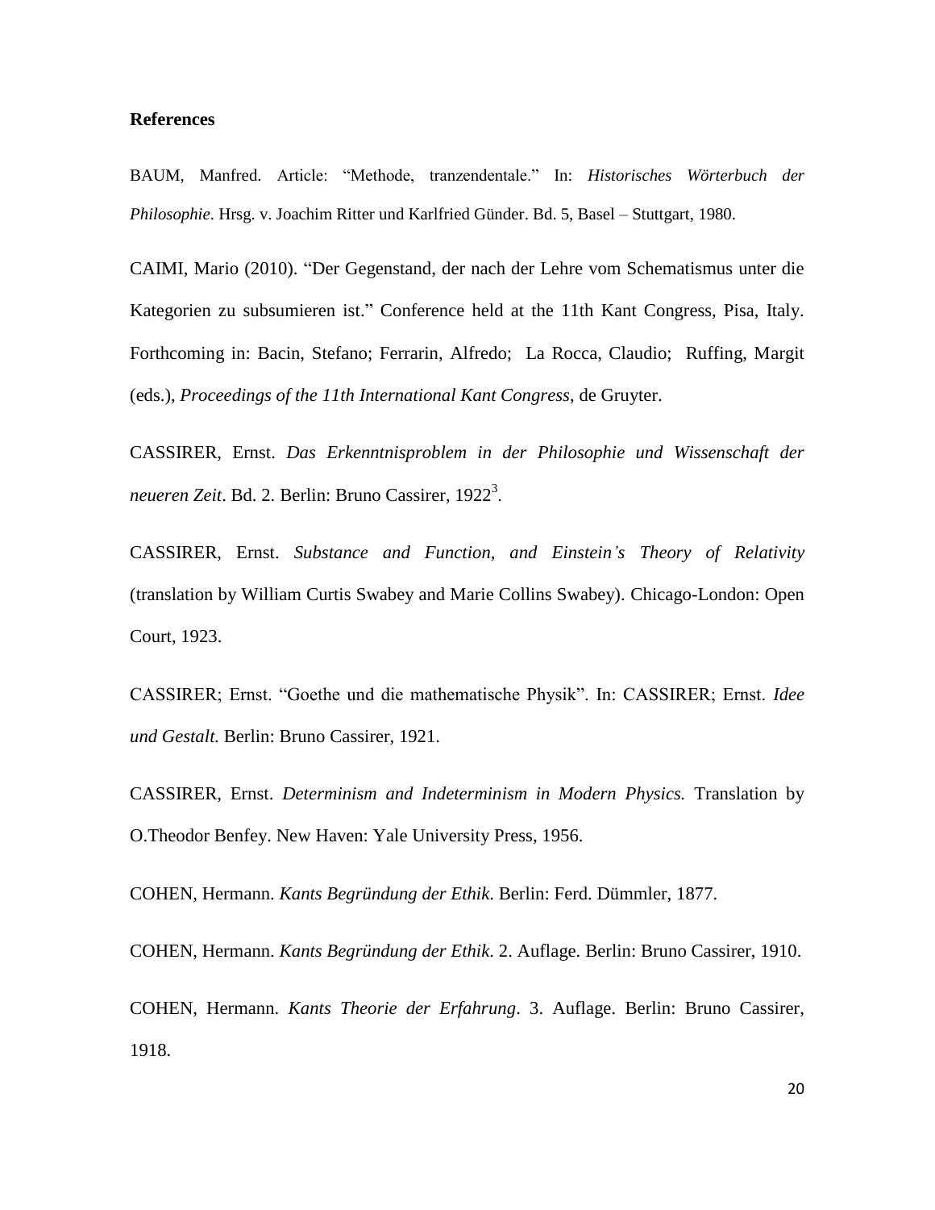**References**

BAUM, Manfred. Article: "Methode, tranzendentale." In: *Historisches Wörterbuch der Philosophie*. Hrsg. v. Joachim Ritter und Karlfried Günder. Bd. 5, Basel – Stuttgart, 1980.

CAIMI, Mario (2010). "Der Gegenstand, der nach der Lehre vom Schematismus unter die Kategorien zu subsumieren ist." Conference held at the 11th Kant Congress, Pisa, Italy. Forthcoming in: Bacin, Stefano; Ferrarin, Alfredo; La Rocca, Claudio; Ruffing, Margit (eds.), *Proceedings of the 11th International Kant Congress*, de Gruyter.

CASSIRER, Ernst. *Das Erkenntnisproblem in der Philosophie und Wissenschaft der neueren Zeit*. Bd. 2. Berlin: Bruno Cassirer, 1922[3].

CASSIRER, Ernst. *Substance and Function, and Einstein's Theory of Relativity* (translation by William Curtis Swabey and Marie Collins Swabey). Chicago-London: Open Court, 1923.

CASSIRER; Ernst. "Goethe und die mathematische Physik". In: CASSIRER; Ernst. *Idee und Gestalt.* Berlin: Bruno Cassirer, 1921.

CASSIRER, Ernst. *Determinism and Indeterminism in Modern Physics.* Translation by O.Theodor Benfey. New Haven: Yale University Press, 1956.

COHEN, Hermann. *Kants Begründung der Ethik*. Berlin: Ferd. Dümmler, 1877.

COHEN, Hermann. *Kants Begründung der Ethik*. 2. Auflage. Berlin: Bruno Cassirer, 1910.

COHEN, Hermann. *Kants Theorie der Erfahrung*. 3. Auflage. Berlin: Bruno Cassirer, 1918.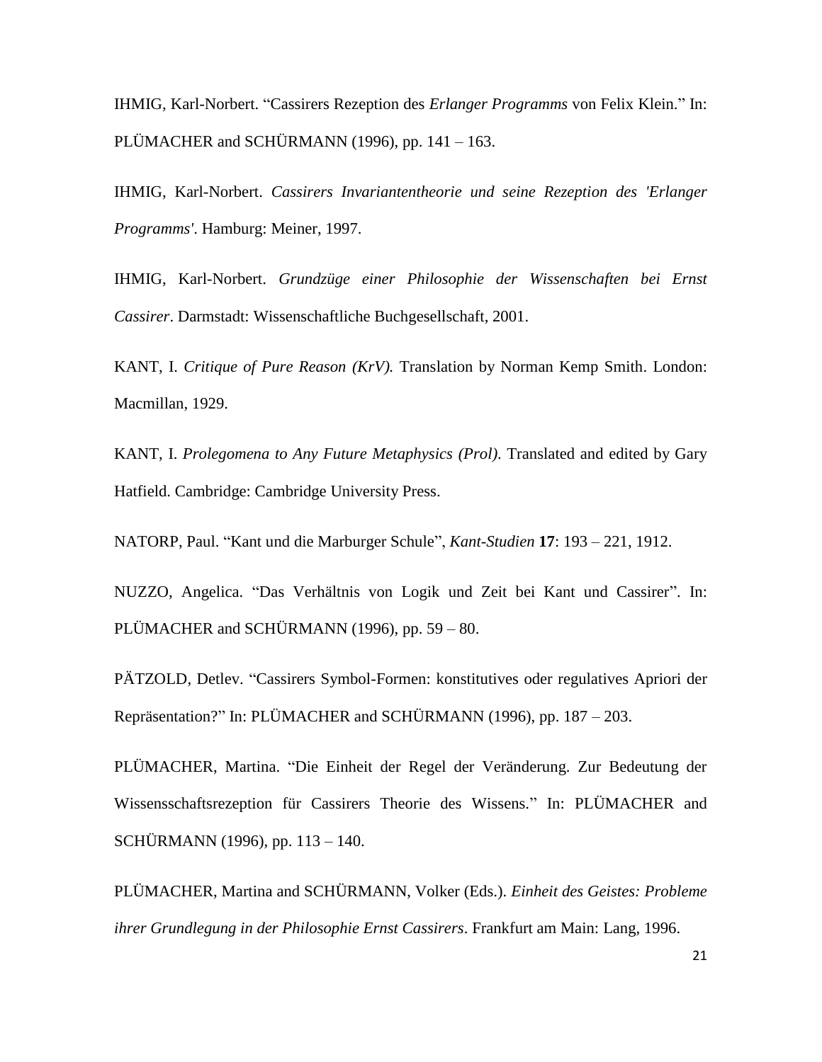IHMIG, Karl-Norbert. "Cassirers Rezeption des *Erlanger Programms* von Felix Klein." In: PLÜMACHER and SCHÜRMANN (1996), pp. 141 – 163.

IHMIG, Karl-Norbert. *Cassirers Invariantentheorie und seine Rezeption des 'Erlanger Programms'*. Hamburg: Meiner, 1997.

IHMIG, Karl-Norbert. *Grundzüge einer Philosophie der Wissenschaften bei Ernst Cassirer*. Darmstadt: Wissenschaftliche Buchgesellschaft, 2001.

KANT, I. *Critique of Pure Reason (KrV).* Translation by Norman Kemp Smith. London: Macmillan, 1929.

KANT, I. *Prolegomena to Any Future Metaphysics (Prol)*. Translated and edited by Gary Hatfield. Cambridge: Cambridge University Press.

NATORP, Paul. "Kant und die Marburger Schule", *Kant-Studien* **17**: 193 – 221, 1912.

NUZZO, Angelica. "Das Verhältnis von Logik und Zeit bei Kant und Cassirer". In: PLÜMACHER and SCHÜRMANN (1996), pp. 59 – 80.

PÄTZOLD, Detlev. "Cassirers Symbol-Formen: konstitutives oder regulatives Apriori der Repräsentation?" In: PLÜMACHER and SCHÜRMANN (1996), pp. 187 – 203.

PLÜMACHER, Martina. "Die Einheit der Regel der Veränderung. Zur Bedeutung der Wissensschaftsrezeption für Cassirers Theorie des Wissens." In: PLÜMACHER and SCHÜRMANN (1996), pp. 113 – 140.

PLÜMACHER, Martina and SCHÜRMANN, Volker (Eds.). *Einheit des Geistes: Probleme ihrer Grundlegung in der Philosophie Ernst Cassirers*. Frankfurt am Main: Lang, 1996.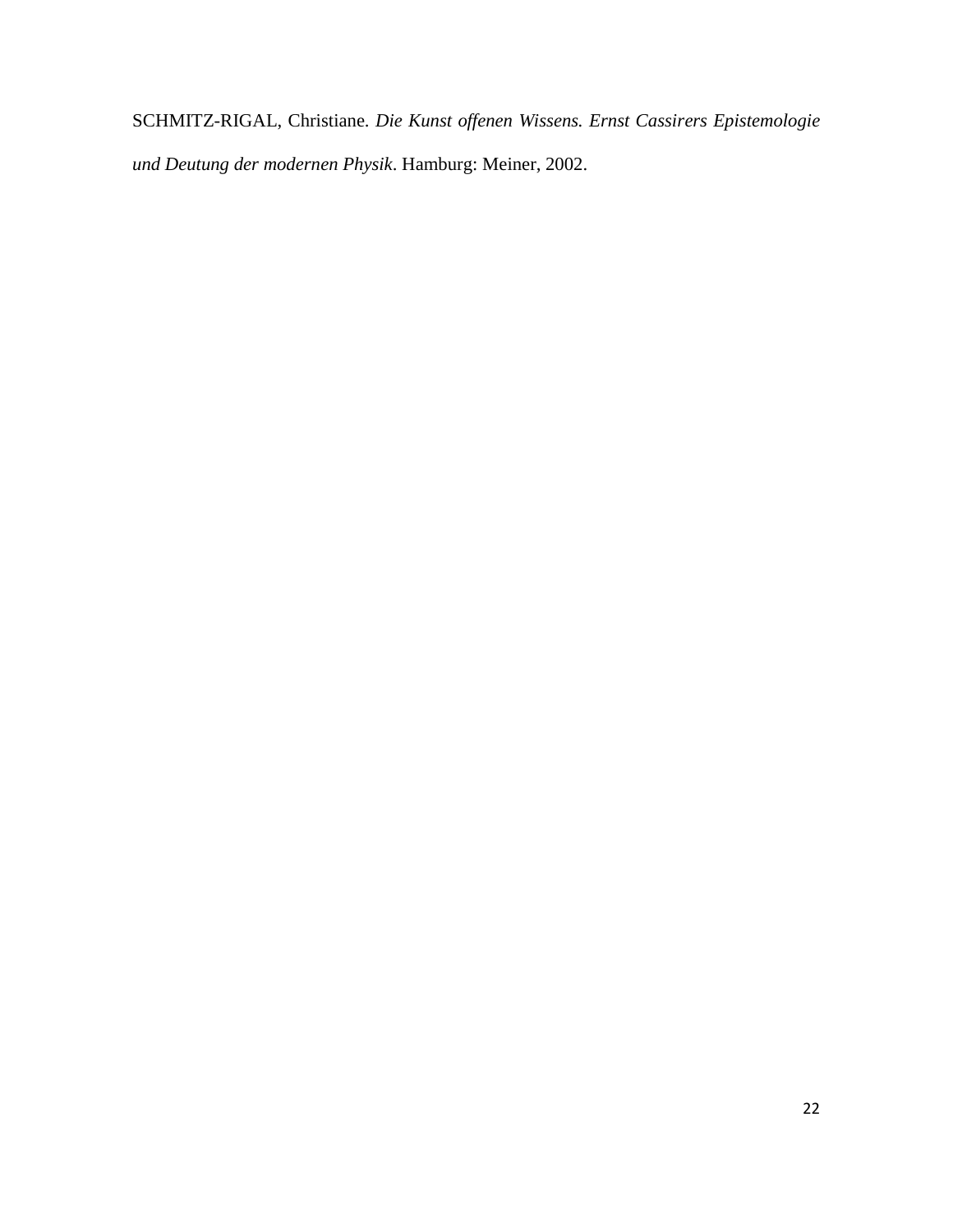SCHMITZ-RIGAL, Christiane. *Die Kunst offenen Wissens. Ernst Cassirers Epistemologie und Deutung der modernen Physik*. Hamburg: Meiner, 2002.